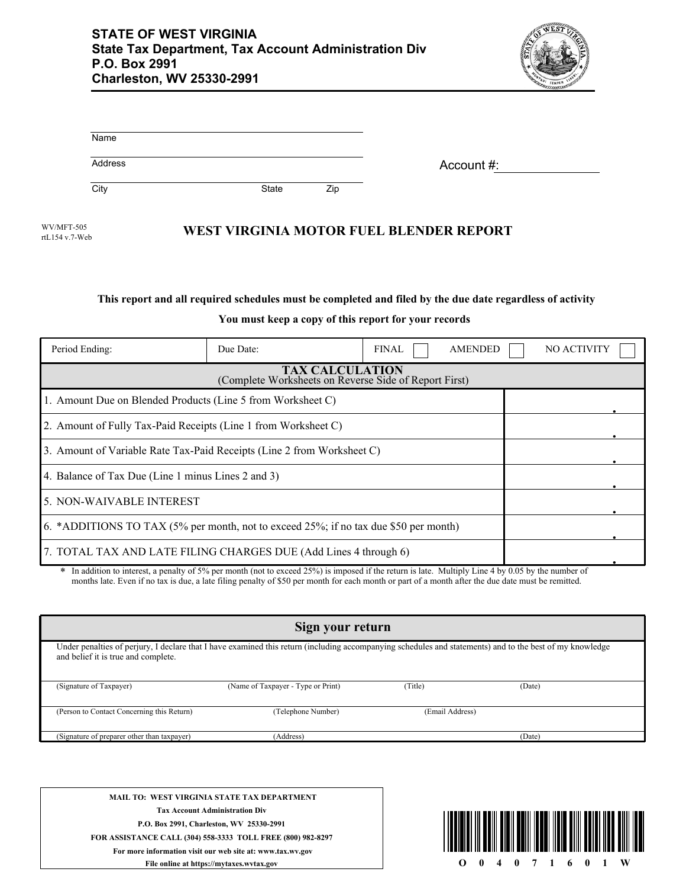**STATE OF WEST VIRGINIA**
**State Tax Department, Tax Account Administration Div**
**P.O. Box 2991**
**Charleston, WV 25330-2991**

Name

Address

City State Zip

Account #:

WV/MFT-505
rtL154 v.7-Web

# WEST VIRGINIA MOTOR FUEL BLENDER REPORT

**This report and all required schedules must be completed and filed by the due date regardless of activity**

**You must keep a copy of this report for your records**

| Period Ending: | Due Date: | FINAL ☐ AMENDED ☐ NO ACTIVITY ☐ |
|---|---|---|

| **TAX CALCULATION** (Complete Worksheets on Reverse Side of Report First) | |
|---|---|
| 1. Amount Due on Blended Products (Line 5 from Worksheet C) | . |
| 2. Amount of Fully Tax-Paid Receipts (Line 1 from Worksheet C) | . |
| 3. Amount of Variable Rate Tax-Paid Receipts (Line 2 from Worksheet C) | . |
| 4. Balance of Tax Due (Line 1 minus Lines 2 and 3) | . |
| 5. NON-WAIVABLE INTEREST | . |
| 6. *ADDITIONS TO TAX (5% per month, not to exceed 25%; if no tax due $50 per month) | . |
| 7. TOTAL TAX AND LATE FILING CHARGES DUE (Add Lines 4 through 6) | . |

\* In addition to interest, a penalty of 5% per month (not to exceed 25%) is imposed if the return is late. Multiply Line 4 by 0.05 by the number of months late. Even if no tax is due, a late filing penalty of $50 per month for each month or part of a month after the due date must be remitted.

## Sign your return

Under penalties of perjury, I declare that I have examined this return (including accompanying schedules and statements) and to the best of my knowledge and belief it is true and complete.

(Signature of Taxpayer) (Name of Taxpayer - Type or Print) (Title) (Date)

(Person to Contact Concerning this Return) (Telephone Number) (Email Address)

(Signature of preparer other than taxpayer) (Address) (Date)

**MAIL TO: WEST VIRGINIA STATE TAX DEPARTMENT**
**Tax Account Administration Div**
**P.O. Box 2991, Charleston, WV 25330-2991**
**FOR ASSISTANCE CALL (304) 558-3333 TOLL FREE (800) 982-8297**
**For more information visit our web site at: www.tax.wv.gov**
**File online at https://mytaxes.wvtax.gov**

O 0 4 0 7 1 6 0 1 W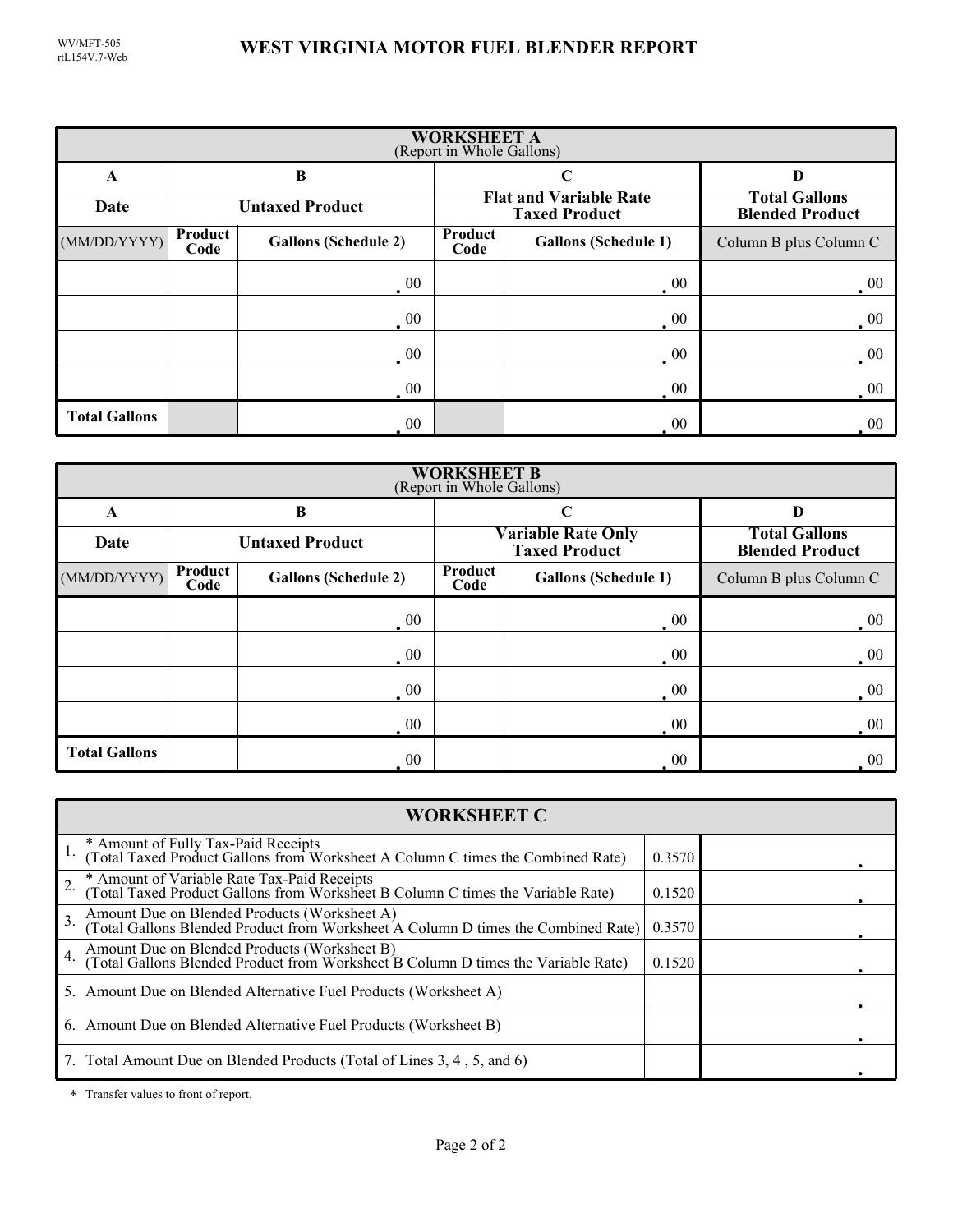WV/MFT-505
rtL154V.7-Web

# WEST VIRGINIA MOTOR FUEL BLENDER REPORT

## WORKSHEET A
(Report in Whole Gallons)

| A | B | | C | | D |
|---|---|---|---|---|---|
| Date | Untaxed Product | | Flat and Variable Rate Taxed Product | | Total Gallons Blended Product |
| (MM/DD/YYYY) | Product Code | Gallons (Schedule 2) | Product Code | Gallons (Schedule 1) | Column B plus Column C |
| | | . 00 | | . 00 | . 00 |
| | | . 00 | | . 00 | . 00 |
| | | . 00 | | . 00 | . 00 |
| | | . 00 | | . 00 | . 00 |
| Total Gallons | | . 00 | | . 00 | . 00 |

## WORKSHEET B
(Report in Whole Gallons)

| A | B | | C | | D |
|---|---|---|---|---|---|
| Date | Untaxed Product | | Variable Rate Only Taxed Product | | Total Gallons Blended Product |
| (MM/DD/YYYY) | Product Code | Gallons (Schedule 2) | Product Code | Gallons (Schedule 1) | Column B plus Column C |
| | | . 00 | | . 00 | . 00 |
| | | . 00 | | . 00 | . 00 |
| | | . 00 | | . 00 | . 00 |
| | | . 00 | | . 00 | . 00 |
| Total Gallons | | . 00 | | . 00 | . 00 |

## WORKSHEET C

| | | |
|---|---|---|
| 1. * Amount of Fully Tax-Paid Receipts (Total Taxed Product Gallons from Worksheet A Column C times the Combined Rate) | 0.3570 | . |
| 2. * Amount of Variable Rate Tax-Paid Receipts (Total Taxed Product Gallons from Worksheet B Column C times the Variable Rate) | 0.1520 | . |
| 3. Amount Due on Blended Products (Worksheet A) (Total Gallons Blended Product from Worksheet A Column D times the Combined Rate) | 0.3570 | . |
| 4. Amount Due on Blended Products (Worksheet B) (Total Gallons Blended Product from Worksheet B Column D times the Variable Rate) | 0.1520 | . |
| 5. Amount Due on Blended Alternative Fuel Products (Worksheet A) | | . |
| 6. Amount Due on Blended Alternative Fuel Products (Worksheet B) | | . |
| 7. Total Amount Due on Blended Products (Total of Lines 3, 4 , 5, and 6) | | . |

* Transfer values to front of report.